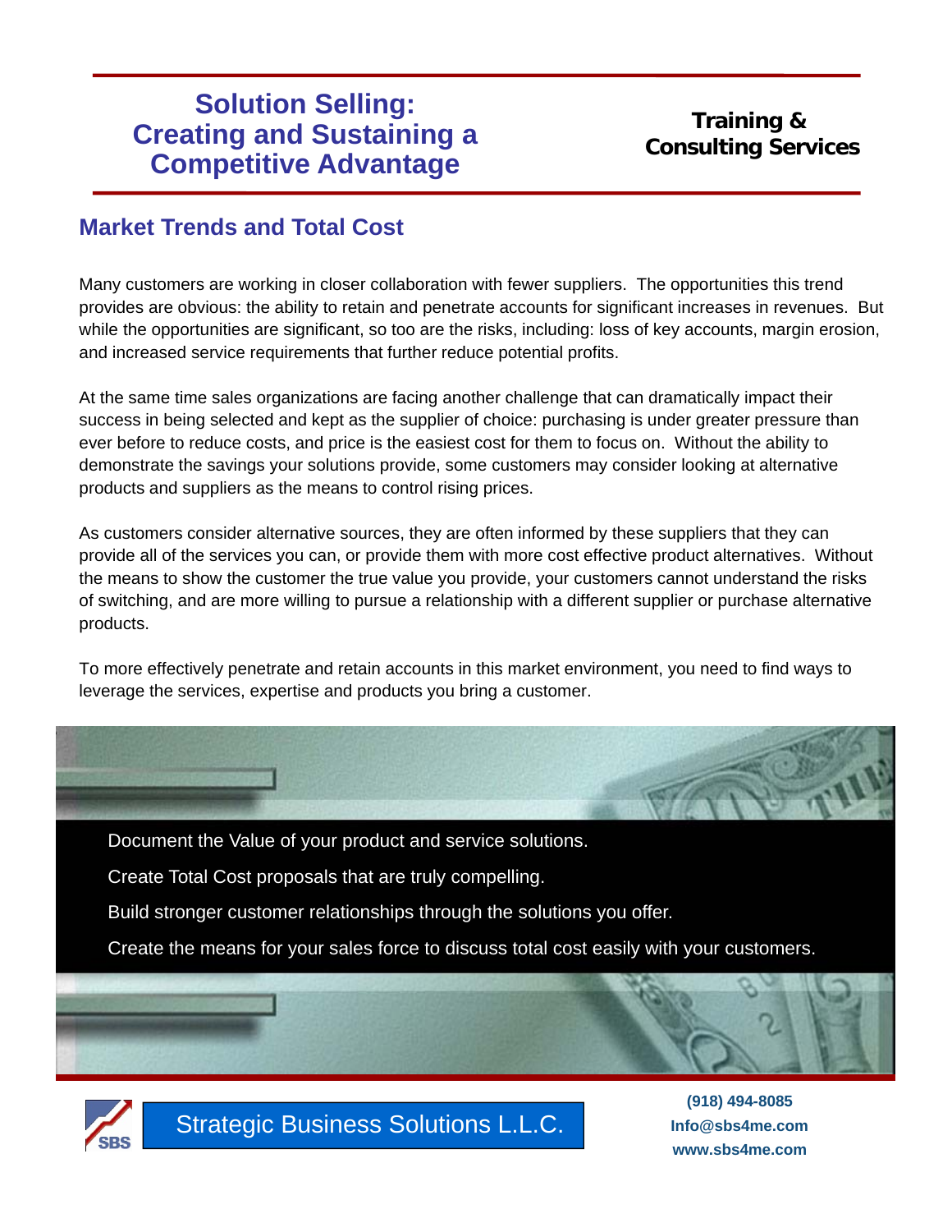# Solution Selling: Creating and Sustaining a Competitive Advantage

**Training & Consulting Services**

## Market Trends and Total Cost

Many customers are working in closer collaboration with fewer suppliers. The opportunities this trend provides are obvious: the ability to retain and penetrate accounts for significant increases in revenues. But while the opportunities are significant, so too are the risks, including: loss of key accounts, margin erosion, and increased service requirements that further reduce potential profits.

At the same time sales organizations are facing another challenge that can dramatically impact their success in being selected and kept as the supplier of choice: purchasing is under greater pressure than ever before to reduce costs, and price is the easiest cost for them to focus on. Without the ability to demonstrate the savings your solutions provide, some customers may consider looking at alternative products and suppliers as the means to control rising prices.

As customers consider alternative sources, they are often informed by these suppliers that they can provide all of the services you can, or provide them with more cost effective product alternatives. Without the means to show the customer the true value you provide, your customers cannot understand the risks of switching, and are more willing to pursue a relationship with a different supplier or purchase alternative products.

To more effectively penetrate and retain accounts in this market environment, you need to find ways to leverage the services, expertise and products you bring a customer.

Document the Value of your product and service solutions.

Create Total Cost proposals that are truly compelling.

Build stronger customer relationships through the solutions you offer.

Create the means for your sales force to discuss total cost easily with your customers.

SBS

Strategic Business Solutions L.L.C.

(918) 494-8085
Info@sbs4me.com
www.sbs4me.com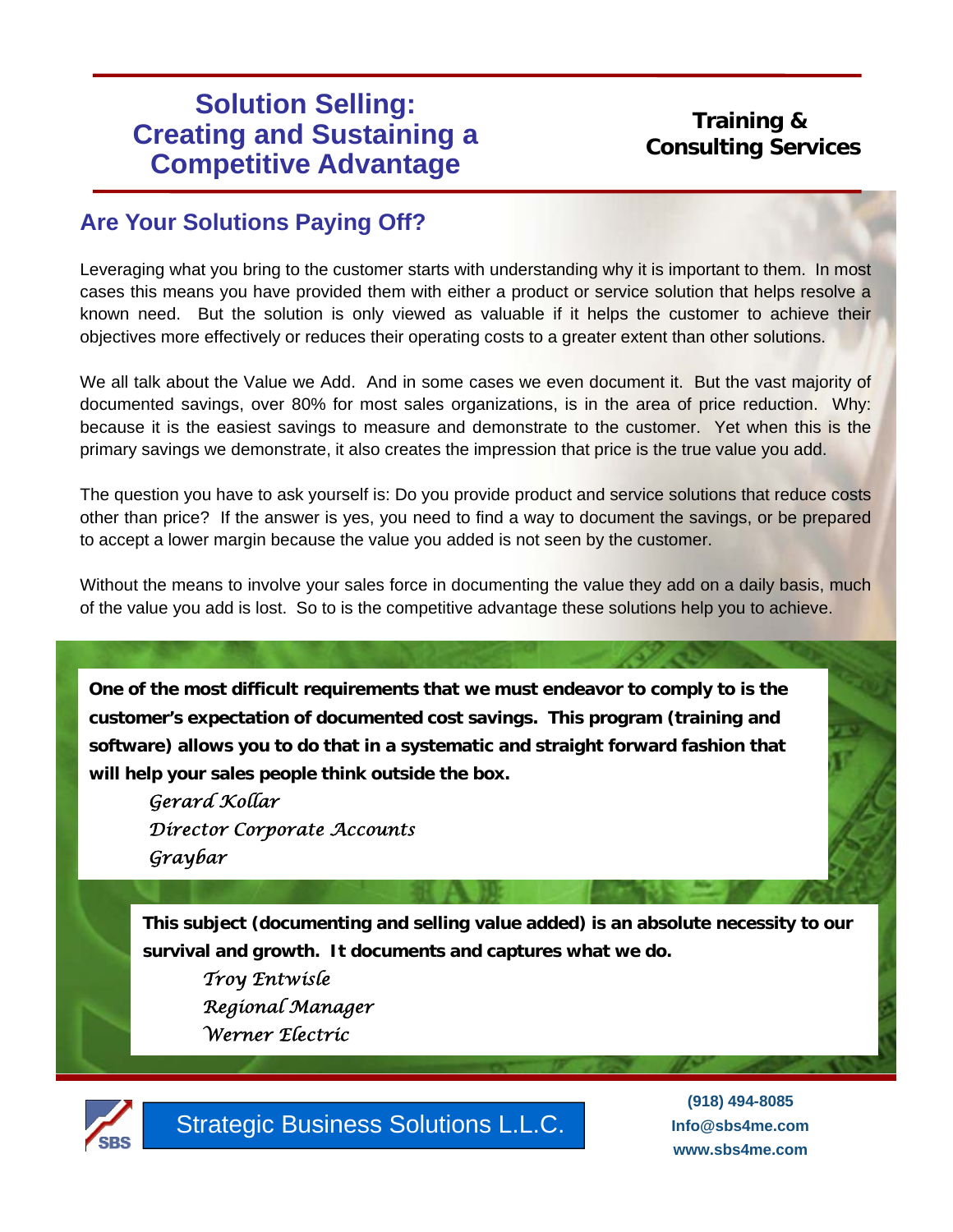# Solution Selling: Creating and Sustaining a Competitive Advantage

**Training & Consulting Services**

## Are Your Solutions Paying Off?

Leveraging what you bring to the customer starts with understanding why it is important to them. In most cases this means you have provided them with either a product or service solution that helps resolve a known need. But the solution is only viewed as valuable if it helps the customer to achieve their objectives more effectively or reduces their operating costs to a greater extent than other solutions.

We all talk about the Value we Add. And in some cases we even document it. But the vast majority of documented savings, over 80% for most sales organizations, is in the area of price reduction. Why: because it is the easiest savings to measure and demonstrate to the customer. Yet when this is the primary savings we demonstrate, it also creates the impression that price is the true value you add.

The question you have to ask yourself is: Do you provide product and service solutions that reduce costs other than price? If the answer is yes, you need to find a way to document the savings, or be prepared to accept a lower margin because the value you added is not seen by the customer.

Without the means to involve your sales force in documenting the value they add on a daily basis, much of the value you add is lost. So to is the competitive advantage these solutions help you to achieve.

**One of the most difficult requirements that we must endeavor to comply to is the customer's expectation of documented cost savings. This program (training and software) allows you to do that in a systematic and straight forward fashion that will help your sales people think outside the box.**

*Gerard Kollar*
*Director Corporate Accounts*
*Graybar*

**This subject (documenting and selling value added) is an absolute necessity to our survival and growth. It documents and captures what we do.**

*Troy Entwisle*
*Regional Manager*
*Werner Electric*

Strategic Business Solutions L.L.C.

(918) 494-8085
Info@sbs4me.com
www.sbs4me.com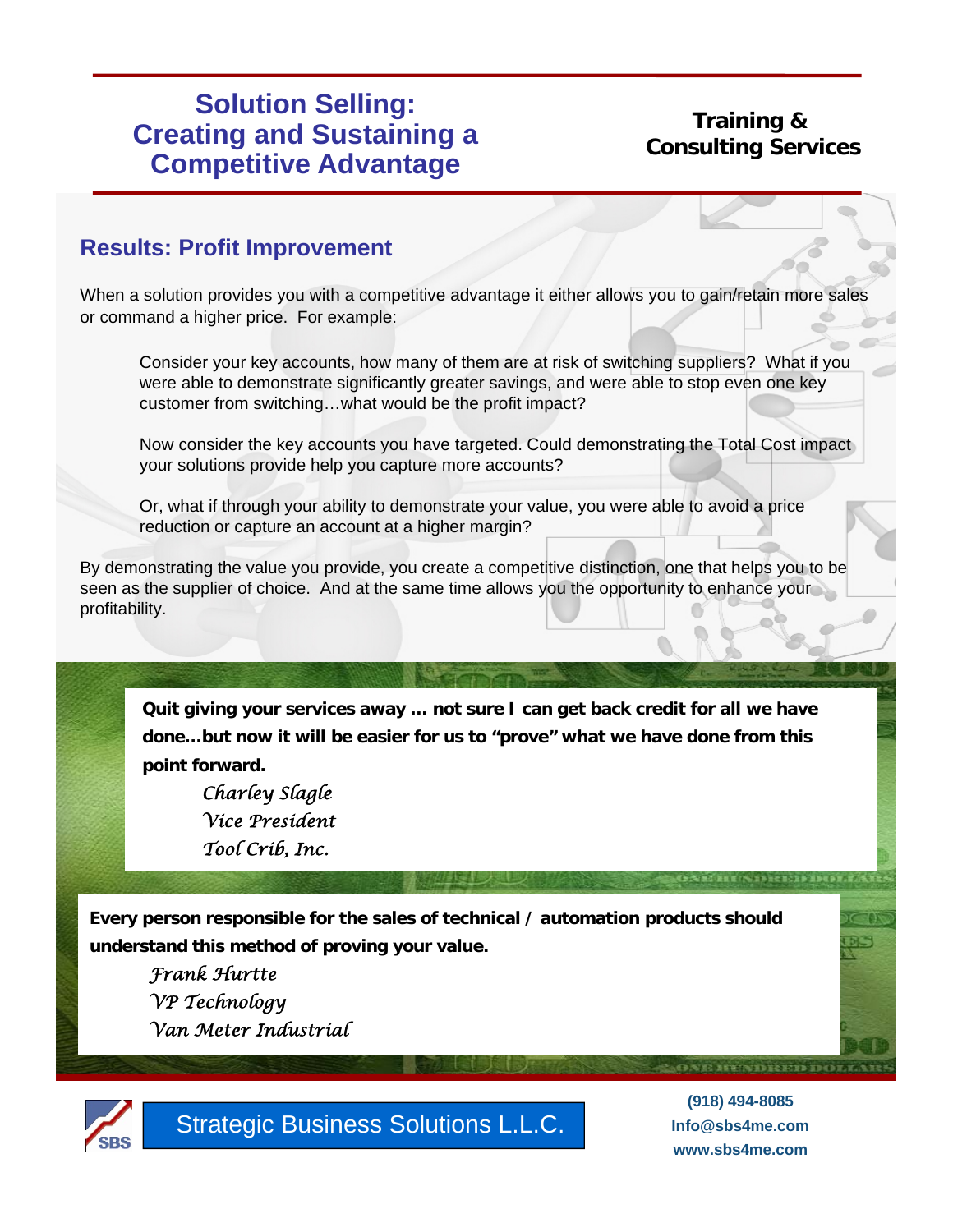# Solution Selling: Creating and Sustaining a Competitive Advantage

**Training & Consulting Services**

## Results: Profit Improvement

When a solution provides you with a competitive advantage it either allows you to gain/retain more sales or command a higher price. For example:

> Consider your key accounts, how many of them are at risk of switching suppliers? What if you were able to demonstrate significantly greater savings, and were able to stop even one key customer from switching…what would be the profit impact?
>
> Now consider the key accounts you have targeted. Could demonstrating the Total Cost impact your solutions provide help you capture more accounts?
>
> Or, what if through your ability to demonstrate your value, you were able to avoid a price reduction or capture an account at a higher margin?

By demonstrating the value you provide, you create a competitive distinction, one that helps you to be seen as the supplier of choice. And at the same time allows you the opportunity to enhance your profitability.

**Quit giving your services away … not sure I can get back credit for all we have done…but now it will be easier for us to "prove" what we have done from this point forward.**

*Charley Slagle*
*Vice President*
*Tool Crib, Inc.*

**Every person responsible for the sales of technical / automation products should understand this method of proving your value.**

*Frank Hurtte*
*VP Technology*
*Van Meter Industrial*

Strategic Business Solutions L.L.C.

(918) 494-8085
Info@sbs4me.com
www.sbs4me.com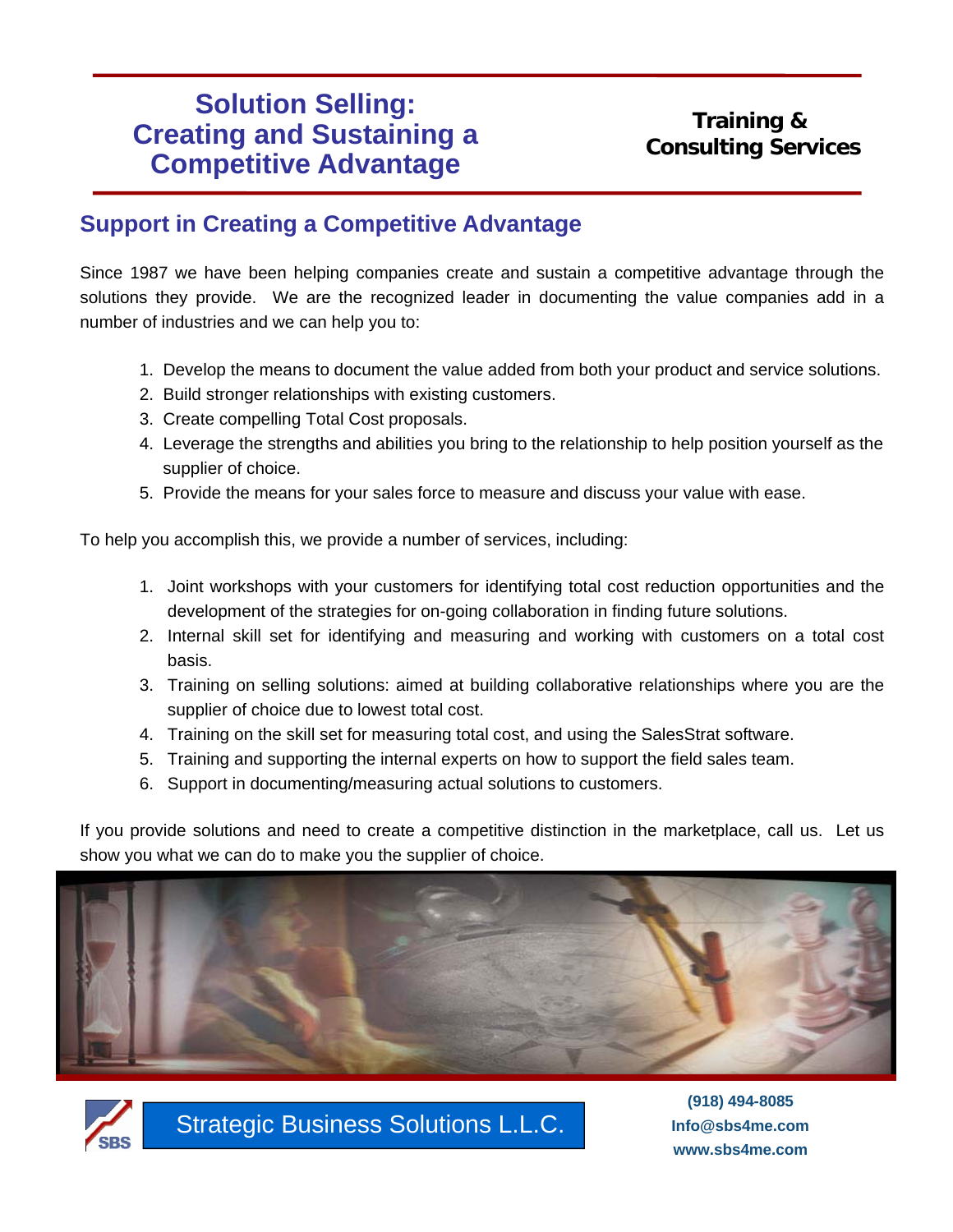# Solution Selling: Creating and Sustaining a Competitive Advantage

**Training & Consulting Services**

## Support in Creating a Competitive Advantage

Since 1987 we have been helping companies create and sustain a competitive advantage through the solutions they provide. We are the recognized leader in documenting the value companies add in a number of industries and we can help you to:

1. Develop the means to document the value added from both your product and service solutions.
2. Build stronger relationships with existing customers.
3. Create compelling Total Cost proposals.
4. Leverage the strengths and abilities you bring to the relationship to help position yourself as the supplier of choice.
5. Provide the means for your sales force to measure and discuss your value with ease.

To help you accomplish this, we provide a number of services, including:

1. Joint workshops with your customers for identifying total cost reduction opportunities and the development of the strategies for on-going collaboration in finding future solutions.
2. Internal skill set for identifying and measuring and working with customers on a total cost basis.
3. Training on selling solutions: aimed at building collaborative relationships where you are the supplier of choice due to lowest total cost.
4. Training on the skill set for measuring total cost, and using the SalesStrat software.
5. Training and supporting the internal experts on how to support the field sales team.
6. Support in documenting/measuring actual solutions to customers.

If you provide solutions and need to create a competitive distinction in the marketplace, call us. Let us show you what we can do to make you the supplier of choice.

SBS

Strategic Business Solutions L.L.C.

(918) 494-8085
Info@sbs4me.com
www.sbs4me.com